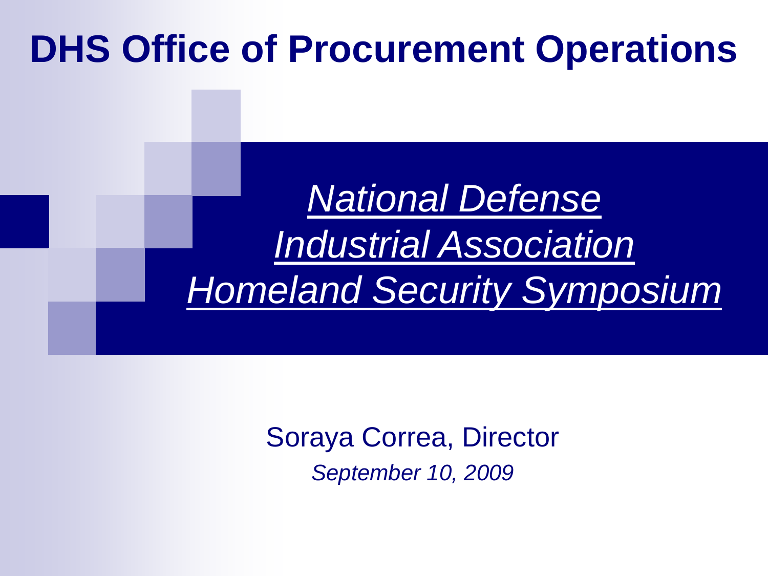# DHS Office of Procurement Operations

## *National Defense Industrial Association Homeland Security Symposium*

Soraya Correa, Director

*September 10, 2009*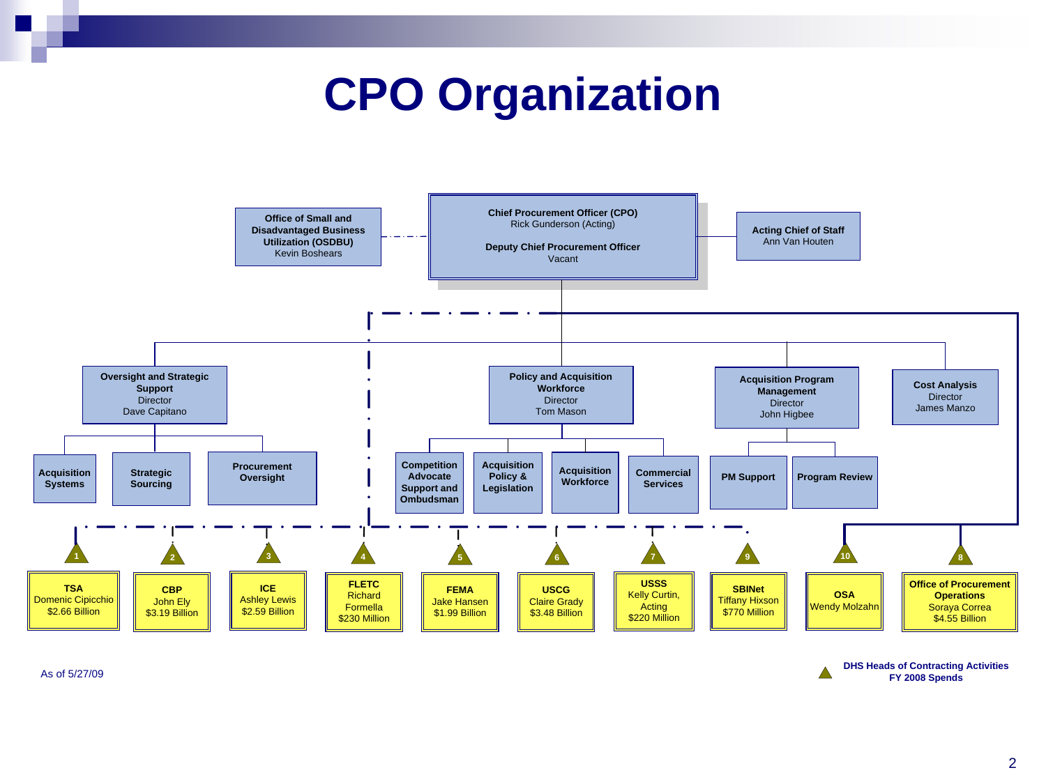# CPO Organization

**Chief Procurement Officer (CPO)**
Rick Gunderson (Acting)

**Deputy Chief Procurement Officer**
Vacant

**Office of Small and Disadvantaged Business Utilization (OSDBU)**
Kevin Boshears

**Acting Chief of Staff**
Ann Van Houten

**Oversight and Strategic Support**
Director
Dave Capitano

- **Acquisition Systems**
- **Strategic Sourcing**
- **Procurement Oversight**

**Policy and Acquisition Workforce**
Director
Tom Mason

- **Competition Advocate Support and Ombudsman**
- **Acquisition Policy & Legislation**
- **Acquisition Workforce**
- **Commercial Services**

**Acquisition Program Management**
Director
John Higbee

- **PM Support**
- **Program Review**

**Cost Analysis**
Director
James Manzo

| # | Component | Head | FY 2008 Spend |
|---|---|---|---|
| 1 | **TSA** | Domenic Cipicchio | $2.66 Billion |
| 2 | **CBP** | John Ely | $3.19 Billion |
| 3 | **ICE** | Ashley Lewis | $2.59 Billion |
| 4 | **FLETC** | Richard Formella | $230 Million |
| 5 | **FEMA** | Jake Hansen | $1.99 Billion |
| 6 | **USCG** | Claire Grady | $3.48 Billion |
| 7 | **USSS** | Kelly Curtin, Acting | $220 Million |
| 9 | **SBINet** | Tiffany Hixson | $770 Million |
| 10 | **OSA** | Wendy Molzahn | |
| 8 | **Office of Procurement Operations** | Soraya Correa | $4.55 Billion |

As of 5/27/09

**DHS Heads of Contracting Activities FY 2008 Spends**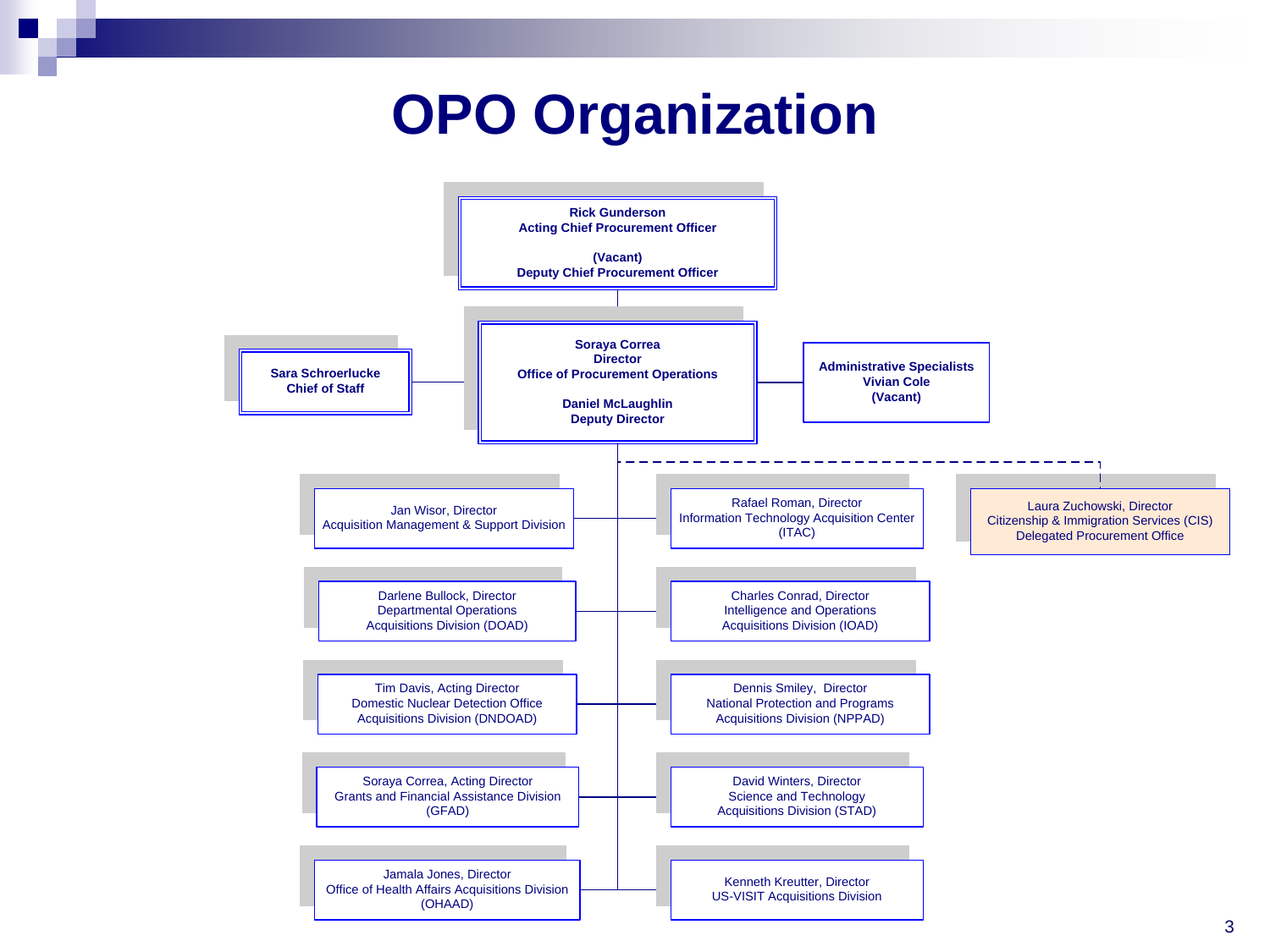# OPO Organization

**Rick Gunderson**
**Acting Chief Procurement Officer**

**(Vacant)**
**Deputy Chief Procurement Officer**

**Sara Schroerlucke**
**Chief of Staff**

**Soraya Correa**
**Director**
**Office of Procurement Operations**

**Daniel McLaughlin**
**Deputy Director**

**Administrative Specialists**
**Vivian Cole**
**(Vacant)**

Jan Wisor, Director
Acquisition Management & Support Division

Rafael Roman, Director
Information Technology Acquisition Center (ITAC)

Laura Zuchowski, Director
Citizenship & Immigration Services (CIS)
Delegated Procurement Office

Darlene Bullock, Director
Departmental Operations Acquisitions Division (DOAD)

Charles Conrad, Director
Intelligence and Operations Acquisitions Division (IOAD)

Tim Davis, Acting Director
Domestic Nuclear Detection Office Acquisitions Division (DNDOAD)

Dennis Smiley, Director
National Protection and Programs Acquisitions Division (NPPAD)

Soraya Correa, Acting Director
Grants and Financial Assistance Division (GFAD)

David Winters, Director
Science and Technology Acquisitions Division (STAD)

Jamala Jones, Director
Office of Health Affairs Acquisitions Division (OHAAD)

Kenneth Kreutter, Director
US-VISIT Acquisitions Division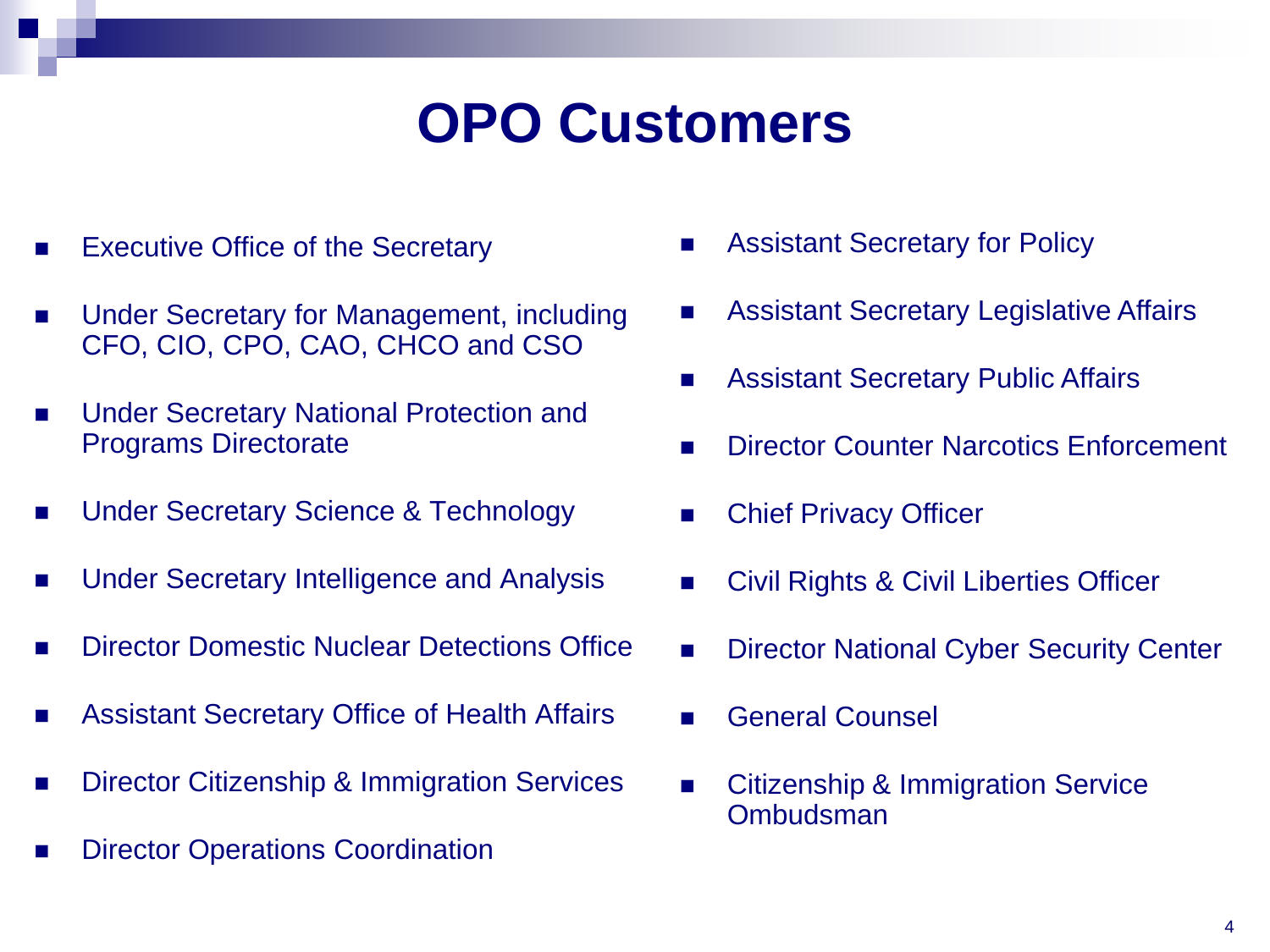# OPO Customers

- Executive Office of the Secretary
- Under Secretary for Management, including CFO, CIO, CPO, CAO, CHCO and CSO
- Under Secretary National Protection and Programs Directorate
- Under Secretary Science & Technology
- Under Secretary Intelligence and Analysis
- Director Domestic Nuclear Detections Office
- Assistant Secretary Office of Health Affairs
- Director Citizenship & Immigration Services
- Director Operations Coordination
- Assistant Secretary for Policy
- Assistant Secretary Legislative Affairs
- Assistant Secretary Public Affairs
- Director Counter Narcotics Enforcement
- Chief Privacy Officer
- Civil Rights & Civil Liberties Officer
- Director National Cyber Security Center
- General Counsel
- Citizenship & Immigration Service Ombudsman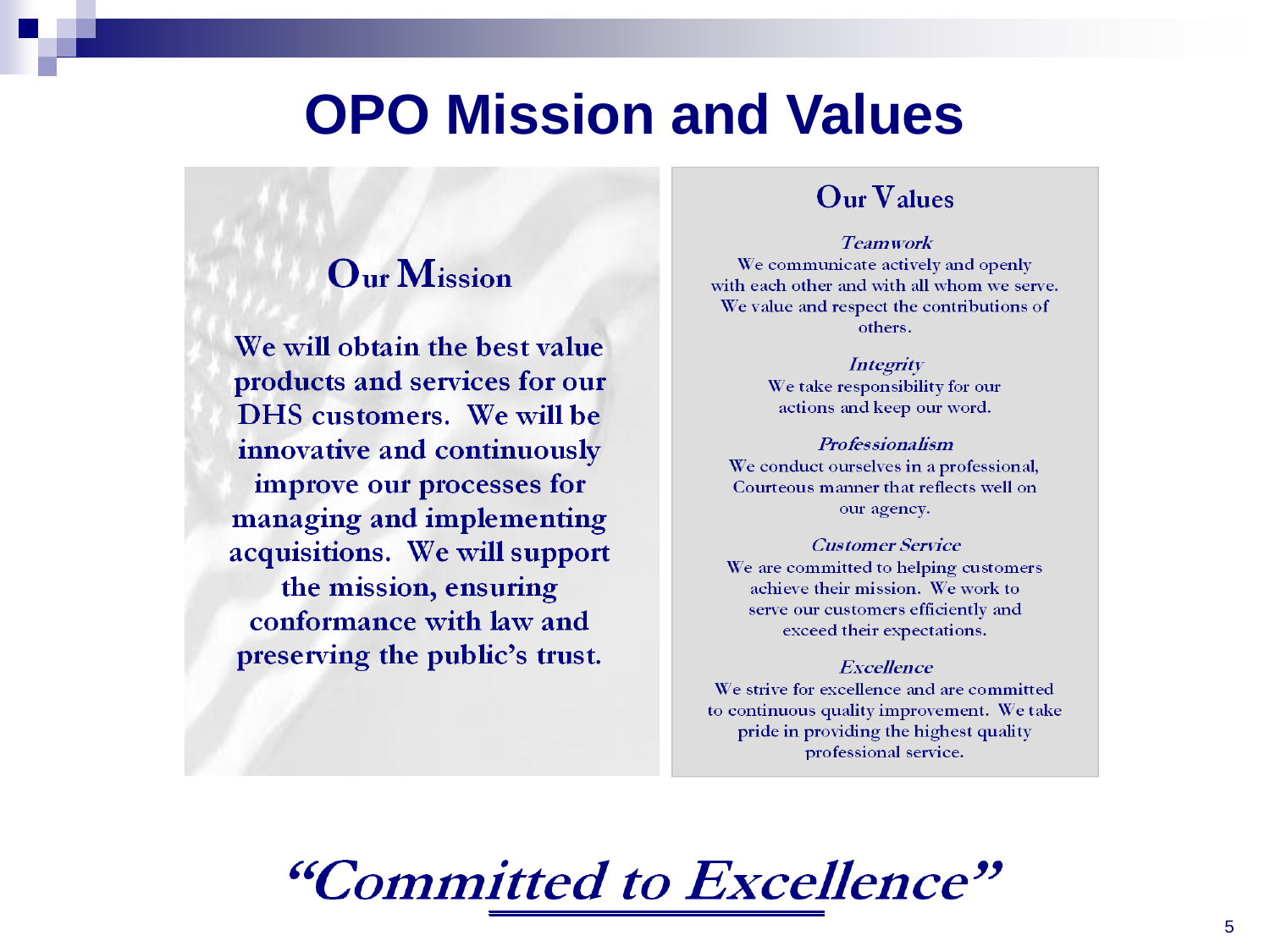# OPO Mission and Values

## Our Mission

We will obtain the best value products and services for our DHS customers. We will be innovative and continuously improve our processes for managing and implementing acquisitions. We will support the mission, ensuring conformance with law and preserving the public's trust.

## Our Values

*Teamwork*
We communicate actively and openly with each other and with all whom we serve. We value and respect the contributions of others.

*Integrity*
We take responsibility for our actions and keep our word.

*Professionalism*
We conduct ourselves in a professional, Courteous manner that reflects well on our agency.

*Customer Service*
We are committed to helping customers achieve their mission. We work to serve our customers efficiently and exceed their expectations.

*Excellence*
We strive for excellence and are committed to continuous quality improvement. We take pride in providing the highest quality professional service.

***"Committed to Excellence"***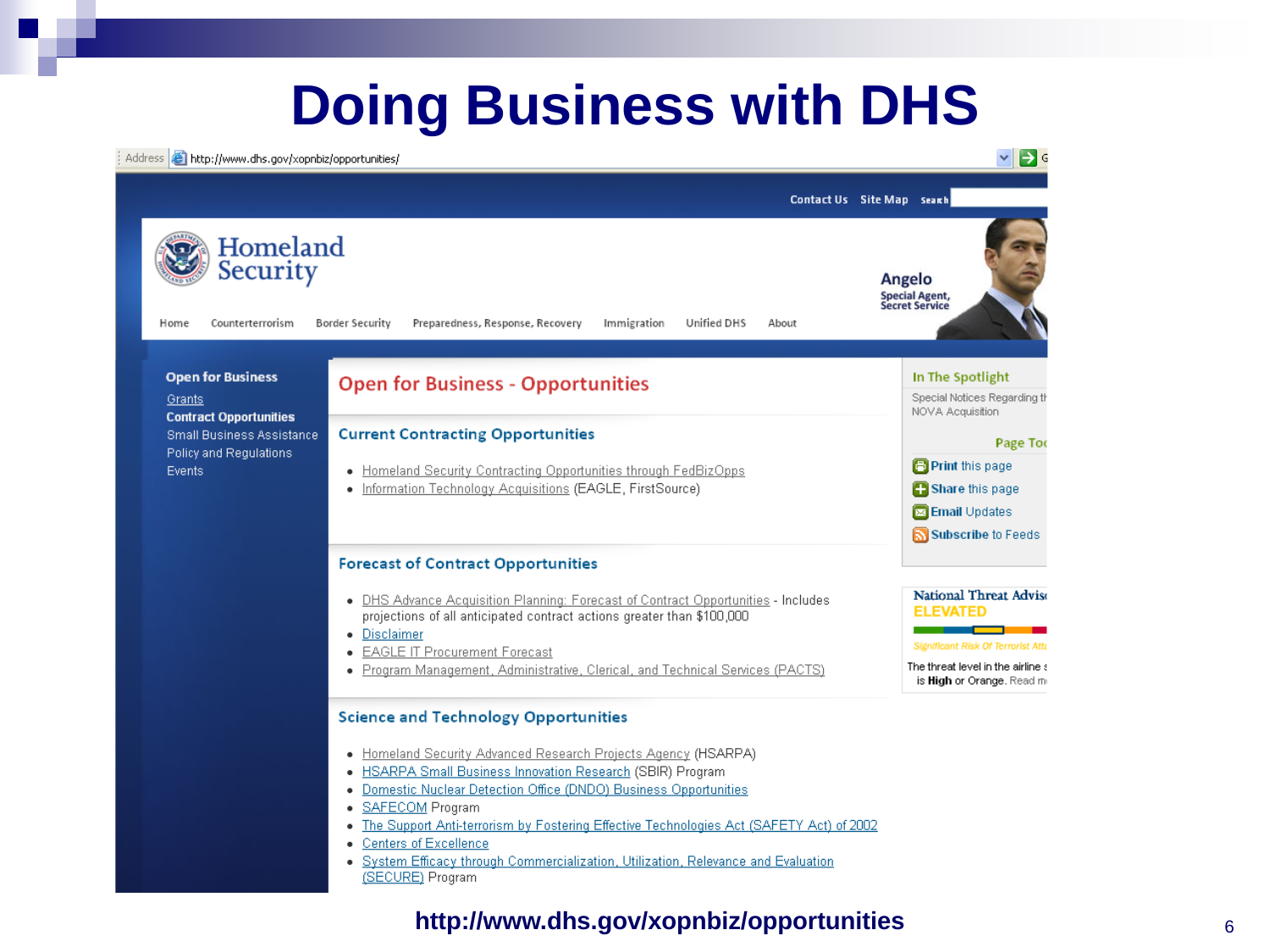# Doing Business with DHS

Address http://www.dhs.gov/xopnbiz/opportunities/

Contact Us Site Map Search

Homeland Security

Angelo
Special Agent,
Secret Service

Home Counterterrorism Border Security Preparedness, Response, Recovery Immigration Unified DHS About

**Open for Business**

Grants
**Contract Opportunities**
Small Business Assistance
Policy and Regulations
Events

## Open for Business - Opportunities

### Current Contracting Opportunities

- Homeland Security Contracting Opportunities through FedBizOpps
- Information Technology Acquisitions (EAGLE, FirstSource)

### Forecast of Contract Opportunities

- DHS Advance Acquisition Planning: Forecast of Contract Opportunities - Includes projections of all anticipated contract actions greater than $100,000
- Disclaimer
- EAGLE IT Procurement Forecast
- Program Management, Administrative, Clerical, and Technical Services (PACTS)

### Science and Technology Opportunities

- Homeland Security Advanced Research Projects Agency (HSARPA)
- HSARPA Small Business Innovation Research (SBIR) Program
- Domestic Nuclear Detection Office (DNDO) Business Opportunities
- SAFECOM Program
- The Support Anti-terrorism by Fostering Effective Technologies Act (SAFETY Act) of 2002
- Centers of Excellence
- System Efficacy through Commercialization, Utilization, Relevance and Evaluation (SECURE) Program

In The Spotlight

Special Notices Regarding th
NOVA Acquisition

Page Too

Print this page
Share this page
Email Updates
Subscribe to Feeds

National Threat Advis
ELEVATED
Significant Risk Of Terrorist Atta
The threat level in the airline s
is **High** or Orange. Read m

**http://www.dhs.gov/xopnbiz/opportunities**